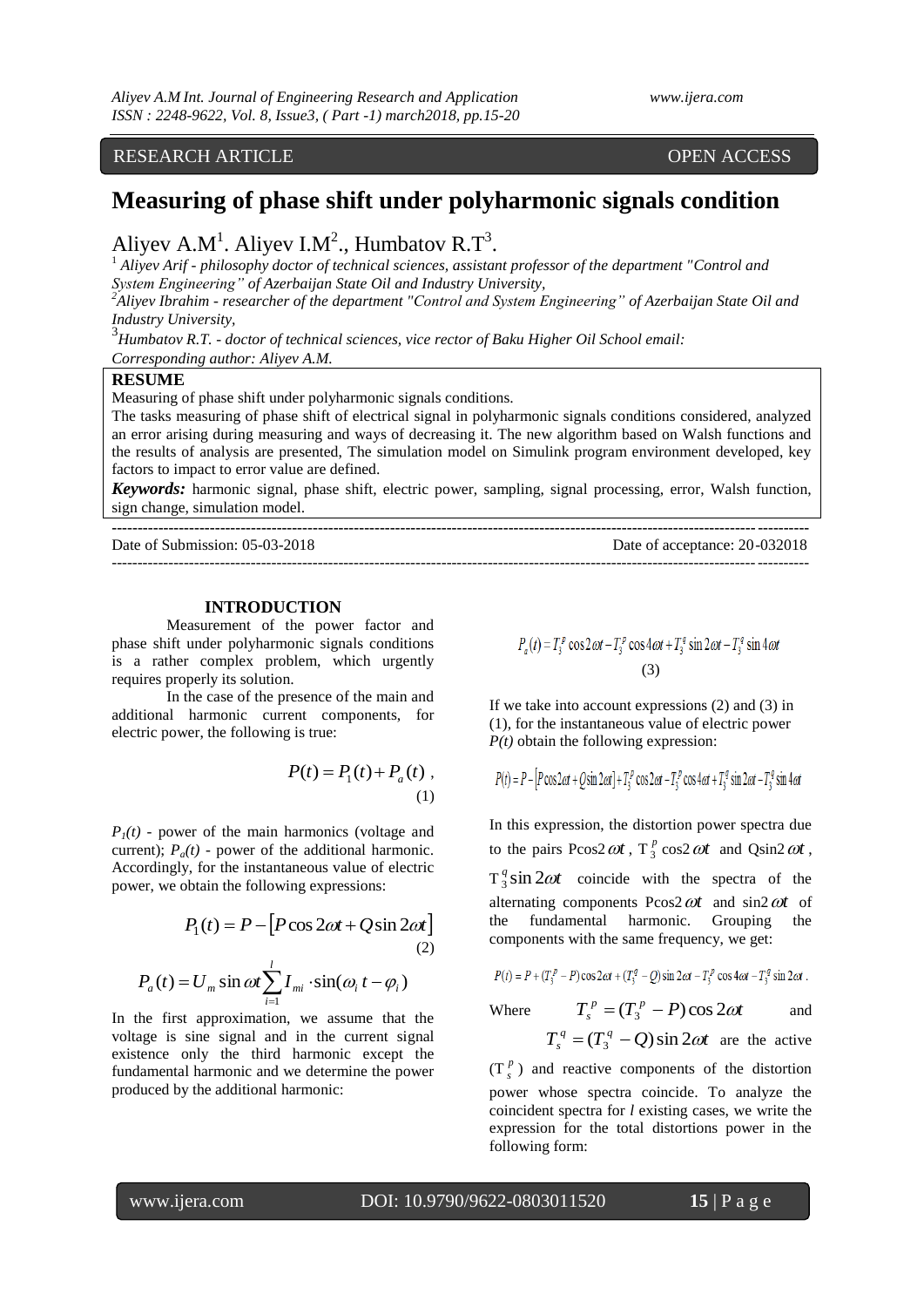RESEARCH ARTICLE OPEN ACCESS

# Measuring of phase shift under polyharmonic signals condition

Aliyev A.M[1]. Aliyev I.M[2]., Humbatov R.T[3].

[1] *Aliyev Arif - philosophy doctor of technical sciences, assistant professor of the department "Control and System Engineering" of Azerbaijan State Oil and Industry University,*

[2]*Aliyev Ibrahim - researcher of the department "Control and System Engineering" of Azerbaijan State Oil and Industry University,*

[3]*Humbatov R.T. - doctor of technical sciences, vice rector of Baku Higher Oil School email:*

*Corresponding author: Aliyev A.M.*

**RESUME**

Measuring of phase shift under polyharmonic signals conditions.

The tasks measuring of phase shift of electrical signal in polyharmonic signals conditions considered, analyzed an error arising during measuring and ways of decreasing it. The new algorithm based on Walsh functions and the results of analysis are presented, The simulation model on Simulink program environment developed, key factors to impact to error value are defined.

***Keywords:*** harmonic signal, phase shift, electric power, sampling, signal processing, error, Walsh function, sign change, simulation model.

Date of Submission: 05-03-2018 Date of acceptance: 20-032018

## INTRODUCTION

Measurement of the power factor and phase shift under polyharmonic signals conditions is a rather complex problem, which urgently requires properly its solution.

In the case of the presence of the main and additional harmonic current components, for electric power, the following is true:

$$P(t) = P_1(t) + P_a(t)\ , \tag{1}$$

$P_1(t)$ - power of the main harmonics (voltage and current); $P_a(t)$ - power of the additional harmonic. Accordingly, for the instantaneous value of electric power, we obtain the following expressions:

$$P_1(t) = P - \left[P\cos 2\omega t + Q\sin 2\omega t\right] \tag{2}$$

$$P_a(t) = U_m \sin\omega t \sum_{i=1}^{l} I_{mi} \cdot \sin(\omega_i t - \varphi_i)$$

In the first approximation, we assume that the voltage is sine signal and in the current signal existence only the third harmonic except the fundamental harmonic and we determine the power produced by the additional harmonic:

$$P_a(t) = T_3^p \cos 2\omega t - T_3^p \cos 4\omega t + T_3^q \sin 2\omega t - T_3^q \sin 4\omega t \tag{3}$$

If we take into account expressions (2) and (3) in (1), for the instantaneous value of electric power $P(t)$ obtain the following expression:

$$P(t) = P - \left[P\cos 2\omega t + Q\sin 2\omega t\right] + T_3^p \cos 2\omega t - T_3^p \cos 4\omega t + T_3^q \sin 2\omega t - T_3^q \sin 4\omega t$$

In this expression, the distortion power spectra due to the pairs $P\cos 2\omega t$, $T_3^p \cos 2\omega t$ and $Q\sin 2\omega t$, $T_3^q \sin 2\omega t$ coincide with the spectra of the alternating components $P\cos 2\omega t$ and $\sin 2\omega t$ of the fundamental harmonic. Grouping the components with the same frequency, we get:

$$P(t) = P + (T_3^p - P)\cos 2\omega t + (T_3^q - Q)\sin 2\omega t - T_3^p \cos 4\omega t - T_3^q \sin 2\omega t\ .$$

Where $T_s^p = (T_3^p - P)\cos 2\omega t$ and $T_s^q = (T_3^q - Q)\sin 2\omega t$ are the active ($T_s^p$) and reactive components of the distortion power whose spectra coincide. To analyze the coincident spectra for $l$ existing cases, we write the expression for the total distortions power in the following form: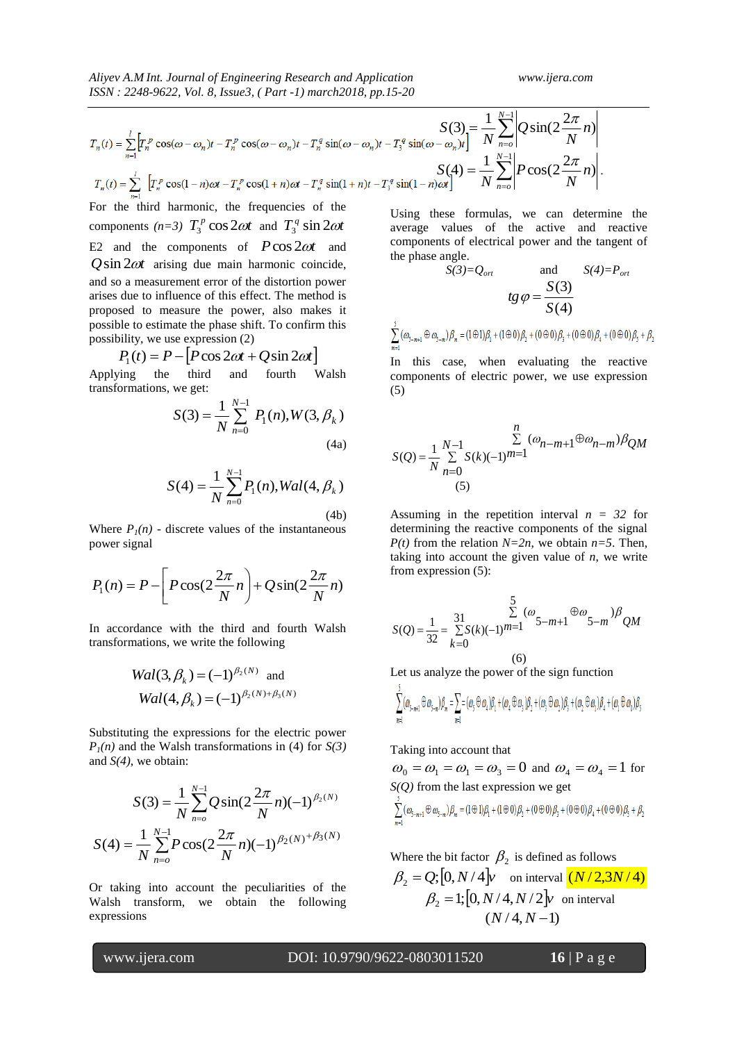$$T_n(t)=\sum_{n=1}^{l}\left[T_n^p\cos(\omega-\omega_n)t-T_n^p\cos(\omega-\omega_n)t-T_n^q\sin(\omega-\omega_n)t-T_3^q\sin(\omega-\omega_n)t\right]$$

$$T_n(t)=\sum_{n=1}^{l}\left[T_n^p\cos(1-n)\omega t-T_n^p\cos(1+n)\omega t-T_n^q\sin(1+n)t-T_3^q\sin(1-n)\omega t\right]$$

For the third harmonic, the frequencies of the components *(n=3)* $T_3^p\cos 2\omega t$ and $T_3^q\sin 2\omega t$ E2 and the components of $P\cos 2\omega t$ and $Q\sin 2\omega t$ arising due main harmonic coincide, and so a measurement error of the distortion power arises due to influence of this effect. The method is proposed to measure the power, also makes it possible to estimate the phase shift. To confirm this possibility, we use expression (2)

$$P_1(t)=P-\left[P\cos 2\omega t+Q\sin 2\omega t\right]$$

Applying the third and fourth Walsh transformations, we get:

$$S(3)=\frac{1}{N}\sum_{n=0}^{N-1}P_1(n),W(3,\beta_k) \tag{4a}$$

$$S(4)=\frac{1}{N}\sum_{n=0}^{N-1}P_1(n),Wal(4,\beta_k) \tag{4b}$$

Where $P_1(n)$ - discrete values of the instantaneous power signal

$$P_1(n)=P-\left[P\cos(2\frac{2\pi}{N}n)\right]+Q\sin(2\frac{2\pi}{N}n)$$

In accordance with the third and fourth Walsh transformations, we write the following

$$Wal(3,\beta_k)=(-1)^{\beta_2(N)} \text{ and}$$
$$Wal(4,\beta_k)=(-1)^{\beta_2(N)+\beta_3(N)}$$

Substituting the expressions for the electric power $P_1(n)$ and the Walsh transformations in (4) for *S(3)* and *S(4)*, we obtain:

$$S(3)=\frac{1}{N}\sum_{n=o}^{N-1}Q\sin(2\frac{2\pi}{N}n)(-1)^{\beta_2(N)}$$

$$S(4)=\frac{1}{N}\sum_{n=o}^{N-1}P\cos(2\frac{2\pi}{N}n)(-1)^{\beta_2(N)+\beta_3(N)}$$

Or taking into account the peculiarities of the Walsh transform, we obtain the following expressions

$$S(3)=\frac{1}{N}\sum_{n=o}^{N-1}\left|Q\sin(2\frac{2\pi}{N}n)\right|$$

$$S(4)=\frac{1}{N}\sum_{n=o}^{N-1}\left|P\cos(2\frac{2\pi}{N}n)\right|.$$

Using these formulas, we can determine the average values of the active and reactive components of electrical power and the tangent of the phase angle.

$S(3)=Q_{ort}$ and $S(4)=P_{ort}$

$$tg\,\varphi=\frac{S(3)}{S(4)}$$

$$\sum_{m=1}^{5}(\omega_{5-m+1}\oplus\omega_{5-m})\beta_m=(1\oplus1)\beta_1+(1\oplus0)\beta_2+(0\oplus0)\beta_3+(0\oplus0)\beta_4+(0\oplus0)\beta_5+\beta_2$$

In this case, when evaluating the reactive components of electric power, we use expression (5)

$$S(Q)=\frac{1}{N}\sum_{n=0}^{N-1}S(k)(-1)^{\sum_{m=1}^{n}(\omega_{n-m+1}\oplus\omega_{n-m})\beta_{QM}} \tag{5}$$

Assuming in the repetition interval $n = 32$ for determining the reactive components of the signal $P(t)$ from the relation $N=2n$, we obtain $n=5$. Then, taking into account the given value of $n$, we write from expression (5):

$$S(Q)=\frac{1}{32}\sum_{k=0}^{31}S(k)(-1)^{\sum_{m=1}^{5}(\omega_{5-m+1}\oplus\omega_{5-m})\beta_{QM}} \tag{6}$$

Let us analyze the power of the sign function

$$\sum_{m=1}^{5}(\omega_{5-m+1}\oplus\omega_{5-m})\beta_m=\sum_{m=1}^{5}=(\omega_5\oplus\omega_4)\beta_1+(\omega_4\oplus\omega_3)\beta_2+(\omega_3\oplus\omega_2)\beta_3+(\omega_2\oplus\omega_1)\beta_4+(\omega_1\oplus\omega_0)\beta_5$$

Taking into account that $\omega_0=\omega_1=\omega_1=\omega_3=0$ and $\omega_4=\omega_4=1$ for $S(Q)$ from the last expression we get

$$\sum_{m=1}^{5}(\omega_{5-m+1}\oplus\omega_{5-m})\beta_m=(1\oplus1)\beta_1+(1\oplus0)\beta_2+(0\oplus0)\beta_3+(0\oplus0)\beta_4+(0\oplus0)\beta_5+\beta_2$$

Where the bit factor $\beta_2$ is defined as follows

$\beta_2=Q;[0,N/4]v$ on interval $(N/2,3N/4)$

$\beta_2=1;[0,N/4,N/2]v$ on interval $(N/4,N-1)$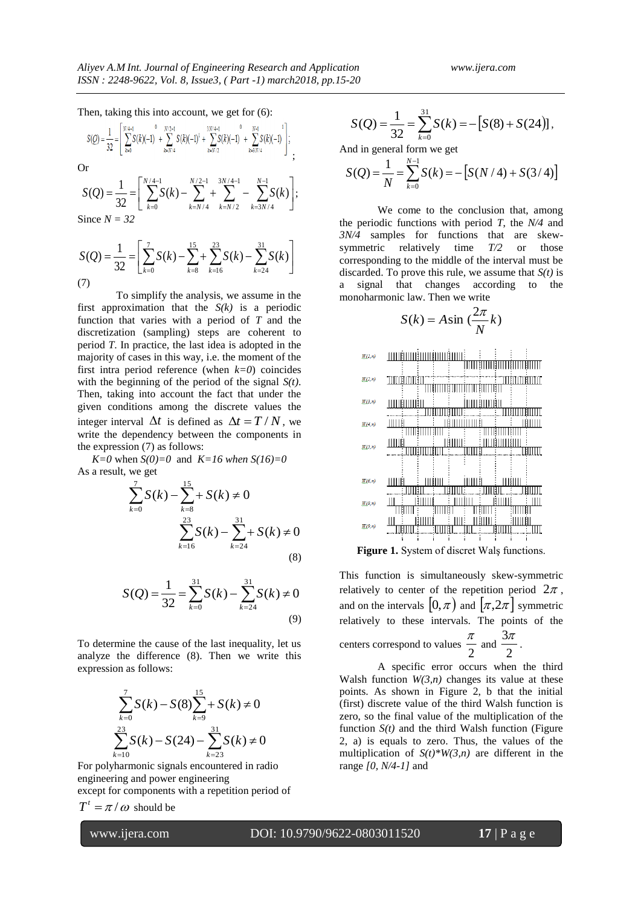Then, taking this into account, we get for (6):

$$S(Q) = \frac{1}{32} = \left[ \sum_{k=0}^{N/4-1} S(k)(-1)^{0} + \sum_{k=N/4}^{N/2-1} S(k)(-1)^{1} + \sum_{k=N/2}^{3N/4-1} S(k)(-1)^{0} + \sum_{k=3N/4}^{N-1} S(k)(-1)^{1} \right];$$

Or

$$S(Q) = \frac{1}{32} = \left[ \sum_{k=0}^{N/4-1} S(k) - \sum_{k=N/4}^{N/2-1} + \sum_{k=N/2}^{3N/4-1} - \sum_{k=3N/4}^{N-1} S(k) \right];$$

Since $N = 32$

$$S(Q) = \frac{1}{32} = \left[ \sum_{k=0}^{7} S(k) - \sum_{k=8}^{15} + \sum_{k=16}^{23} S(k) - \sum_{k=24}^{31} S(k) \right]$$

(7)

To simplify the analysis, we assume in the first approximation that the $S(k)$ is a periodic function that varies with a period of $T$ and the discretization (sampling) steps are coherent to period $T$. In practice, the last idea is adopted in the majority of cases in this way, i.e. the moment of the first intra period reference (when $k=0$) coincides with the beginning of the period of the signal $S(t)$. Then, taking into account the fact that under the given conditions among the discrete values the integer interval $\Delta t$ is defined as $\Delta t = T/N$, we write the dependency between the components in the expression (7) as follows:

*K=0* when *S(0)=0* and *K=16 when S(16)=0*

As a result, we get

$$\sum_{k=0}^{7} S(k) - \sum_{k=8}^{15} + S(k) \neq 0$$

$$\sum_{k=16}^{23} S(k) - \sum_{k=24}^{31} + S(k) \neq 0 \tag{8}$$

$$S(Q) = \frac{1}{32} = \sum_{k=0}^{31} S(k) - \sum_{k=24}^{31} S(k) \neq 0 \tag{9}$$

To determine the cause of the last inequality, let us analyze the difference (8). Then we write this expression as follows:

$$\sum_{k=0}^{7} S(k) - S(8) \sum_{k=9}^{15} + S(k) \neq 0$$

$$\sum_{k=10}^{23} S(k) - S(24) - \sum_{k=23}^{31} S(k) \neq 0$$

For polyharmonic signals encountered in radio engineering and power engineering except for components with a repetition period of $T^{t} = \pi / \omega$ should be

$$S(Q) = \frac{1}{32} = \sum_{k=0}^{31} S(k) = -\left[S(8) + S(24)\right],$$

And in general form we get

$$S(Q) = \frac{1}{N} = \sum_{k=0}^{N-1} S(k) = -\left[S(N/4) + S(3/4)\right]$$

We come to the conclusion that, among the periodic functions with period $T$, the $N/4$ and $3N/4$ samples for functions that are skew-symmetric relatively time $T/2$ or those corresponding to the middle of the interval must be discarded. To prove this rule, we assume that $S(t)$ is a signal that changes according to the monoharmonic law. Then we write

$$S(k) = A \sin\left(\frac{2\pi}{N} k\right)$$

**Figure 1.** System of discret Walş functions.

This function is simultaneously skew-symmetric relatively to center of the repetition period $2\pi$, and on the intervals $[0, \pi)$ and $[\pi, 2\pi]$ symmetric relatively to these intervals. The points of the centers correspond to values $\frac{\pi}{2}$ and $\frac{3\pi}{2}$.

A specific error occurs when the third Walsh function $W(3,n)$ changes its value at these points. As shown in Figure 2, b that the initial (first) discrete value of the third Walsh function is zero, so the final value of the multiplication of the function $S(t)$ and the third Walsh function (Figure 2, a) is equals to zero. Thus, the values of the multiplication of $S(t)*W(3,n)$ are different in the range $[0, N/4-1]$ and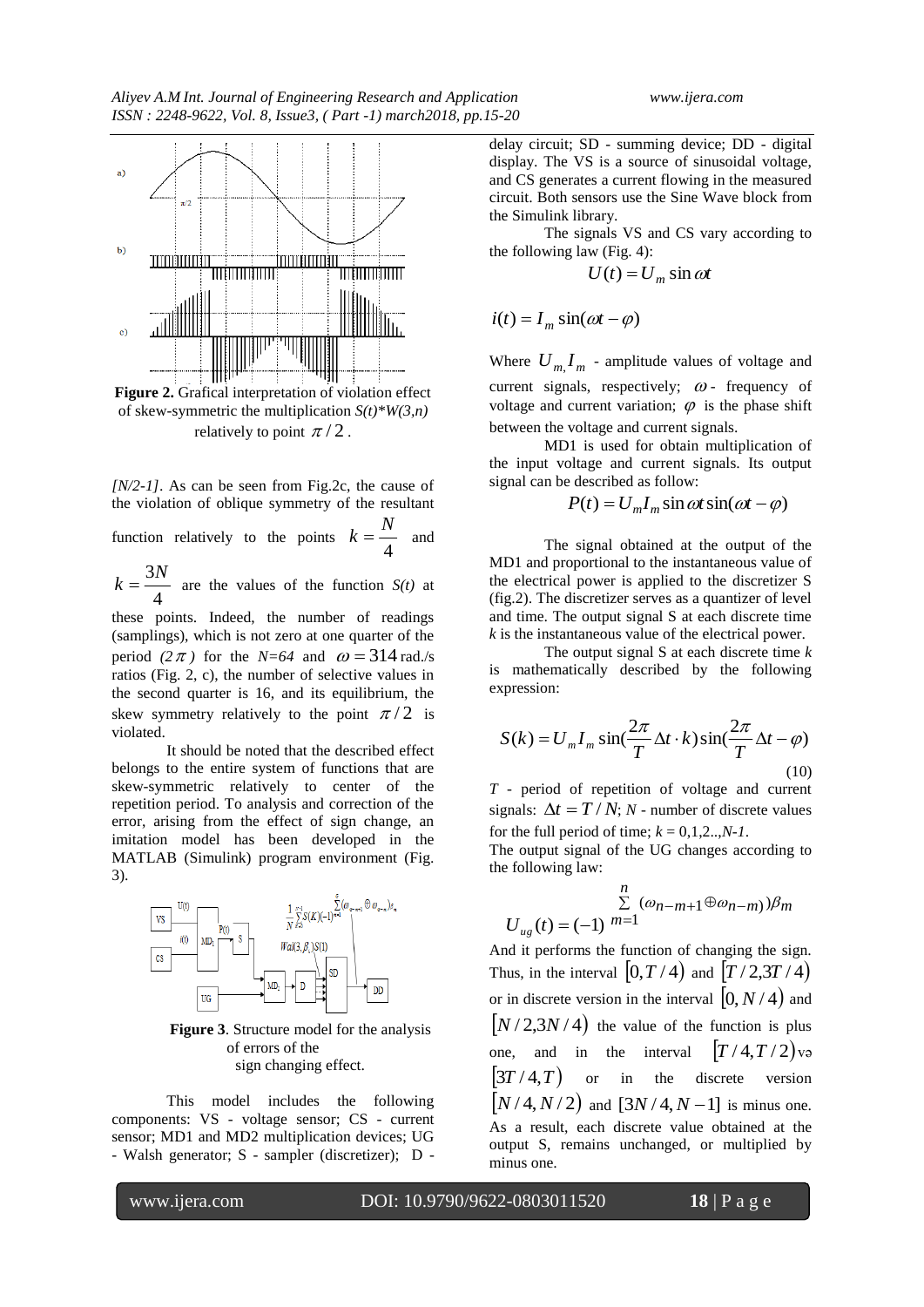Figure 2. Grafical interpretation of violation effect of skew-symmetric the multiplication $S(t)*W(3,n)$ relatively to point $\pi/2$.

*[N/2-1]*. As can be seen from Fig.2c, the cause of the violation of oblique symmetry of the resultant function relatively to the points $k=\frac{N}{4}$ and $k=\frac{3N}{4}$ are the values of the function *S(t)* at these points. Indeed, the number of readings (samplings), which is not zero at one quarter of the period *(2*$\pi$*)* for the *N=64* and $\omega = 314$ rad./s ratios (Fig. 2, c), the number of selective values in the second quarter is 16, and its equilibrium, the skew symmetry relatively to the point $\pi/2$ is violated.

It should be noted that the described effect belongs to the entire system of functions that are skew-symmetric relatively to center of the repetition period. To analysis and correction of the error, arising from the effect of sign change, an imitation model has been developed in the MATLAB (Simulink) program environment (Fig. 3).

Figure 3. Structure model for the analysis of errors of the sign changing effect.

This model includes the following components: VS - voltage sensor; CS - current sensor; MD1 and MD2 multiplication devices; UG - Walsh generator; S - sampler (discretizer); D - delay circuit; SD - summing device; DD - digital display. The VS is a source of sinusoidal voltage, and CS generates a current flowing in the measured circuit. Both sensors use the Sine Wave block from the Simulink library.

The signals VS and CS vary according to the following law (Fig. 4):

$$U(t) = U_m \sin \omega t$$

$$i(t) = I_m \sin(\omega t - \varphi)$$

Where $U_m, I_m$ - amplitude values of voltage and current signals, respectively; $\omega$ - frequency of voltage and current variation; $\varphi$ is the phase shift between the voltage and current signals.

MD1 is used for obtain multiplication of the input voltage and current signals. Its output signal can be described as follow:

$$P(t) = U_m I_m \sin \omega t \sin(\omega t - \varphi)$$

The signal obtained at the output of the MD1 and proportional to the instantaneous value of the electrical power is applied to the discretizer S (fig.2). The discretizer serves as a quantizer of level and time. The output signal S at each discrete time *k* is the instantaneous value of the electrical power.

The output signal S at each discrete time *k* is mathematically described by the following expression:

$$S(k) = U_m I_m \sin(\frac{2\pi}{T}\Delta t \cdot k)\sin(\frac{2\pi}{T}\Delta t - \varphi) \tag{10}$$

*T* - period of repetition of voltage and current signals: $\Delta t = T/N$; *N* - number of discrete values for the full period of time; $k = 0,1,2..,N\text{-}1$.

The output signal of the UG changes according to the following law:

$$U_{ug}(t) = (-1)^{\sum\limits_{m=1}^{n}(\omega_{n-m+1} \oplus \omega_{n-m})\beta_m}$$

And it performs the function of changing the sign. Thus, in the interval $[0, T/4)$ and $[T/2, 3T/4)$ or in discrete version in the interval $[0, N/4)$ and $[N/2, 3N/4)$ the value of the function is plus one, and in the interval $[T/4, T/2)$ və $[3T/4, T)$ or in the discrete version $[N/4, N/2)$ and $[3N/4, N-1]$ is minus one. As a result, each discrete value obtained at the output S, remains unchanged, or multiplied by minus one.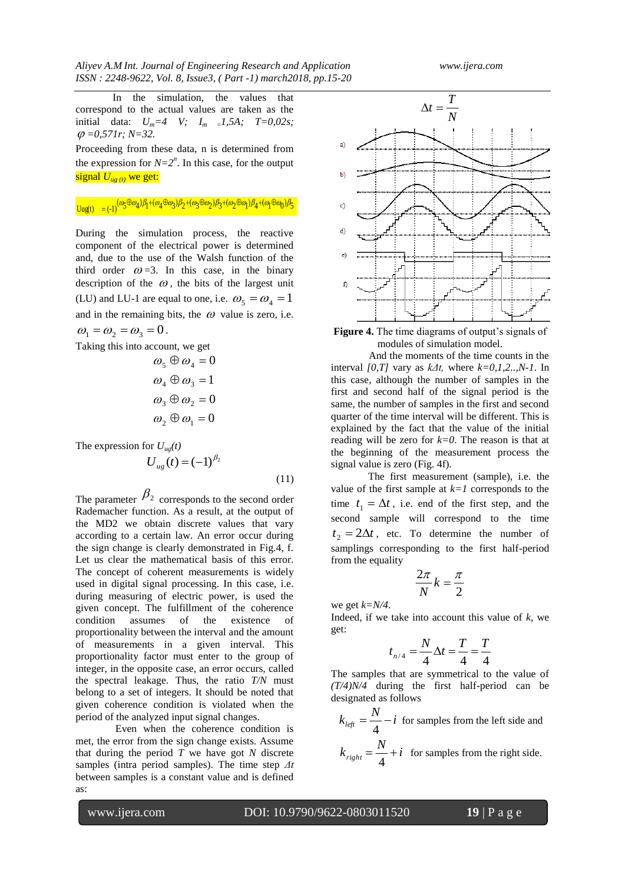In the simulation, the values that correspond to the actual values are taken as the initial data: $U_m$=4 V; $I_m$ =1,5A; T=0,02s; $\varphi$ =0,571r; N=32.

Proceeding from these data, n is determined from the expression for $N=2^n$. In this case, for the output signal $U_{ug\,(t)}$ we get:

$$Uug(t) = (-1)^{(\omega_5 \oplus \omega_4)\beta_1 + (\omega_4 \oplus \omega_3)\beta_2 + (\omega_3 \oplus \omega_2)\beta_3 + (\omega_2 \oplus \omega_1)\beta_4 + (\omega_1 \oplus \omega_0)\beta_5}$$

During the simulation process, the reactive component of the electrical power is determined and, due to the use of the Walsh function of the third order $\omega$=3. In this case, in the binary description of the $\omega$, the bits of the largest unit (LU) and LU-1 are equal to one, i.e. $\omega_5 = \omega_4 = 1$ and in the remaining bits, the $\omega$ value is zero, i.e. $\omega_1 = \omega_2 = \omega_3 = 0$.

Taking this into account, we get

$$\omega_5 \oplus \omega_4 = 0$$
$$\omega_4 \oplus \omega_3 = 1$$
$$\omega_3 \oplus \omega_2 = 0$$
$$\omega_2 \oplus \omega_1 = 0$$

The expression for $U_{ug}(t)$

$$U_{ug}(t) = (-1)^{\beta_2} \tag{11}$$

The parameter $\beta_2$ corresponds to the second order Rademacher function. As a result, at the output of the MD2 we obtain discrete values that vary according to a certain law. An error occur during the sign change is clearly demonstrated in Fig.4, f. Let us clear the mathematical basis of this error. The concept of coherent measurements is widely used in digital signal processing. In this case, i.e. during measuring of electric power, is used the given concept. The fulfillment of the coherence condition assumes of the existence of proportionality between the interval and the amount of measurements in a given interval. This proportionality factor must enter to the group of integer, in the opposite case, an error occurs, called the spectral leakage. Thus, the ratio *T/N* must belong to a set of integers. It should be noted that given coherence condition is violated when the period of the analyzed input signal changes.

Even when the coherence condition is met, the error from the sign change exists. Assume that during the period *T* we have got *N* discrete samples (intra period samples). The time step $\Delta t$ between samples is a constant value and is defined as:

$$\Delta t = \frac{T}{N}$$

**Figure 4.** The time diagrams of output's signals of modules of simulation model.

And the moments of the time counts in the interval *[0,T]* vary as $k\Delta t$, where $k=0,1,2..,N-1$. In this case, although the number of samples in the first and second half of the signal period is the same, the number of samples in the first and second quarter of the time interval will be different. This is explained by the fact that the value of the initial reading will be zero for $k=0$. The reason is that at the beginning of the measurement process the signal value is zero (Fig. 4f).

The first measurement (sample), i.e. the value of the first sample at $k=1$ corresponds to the time $t_1 = \Delta t$, i.e. end of the first step, and the second sample will correspond to the time $t_2 = 2\Delta t$, etc. To determine the number of samplings corresponding to the first half-period from the equality

$$\frac{2\pi}{N}k = \frac{\pi}{2}$$

we get $k=N/4$.

Indeed, if we take into account this value of *k*, we get:

$$t_{n/4} = \frac{N}{4}\Delta t = \frac{T}{4} = \frac{T}{4}$$

The samples that are symmetrical to the value of *(T/4)N/4* during the first half-period can be designated as follows

$k_{left} = \frac{N}{4} - i$ for samples from the left side and

$k_{right} = \frac{N}{4} + i$ for samples from the right side.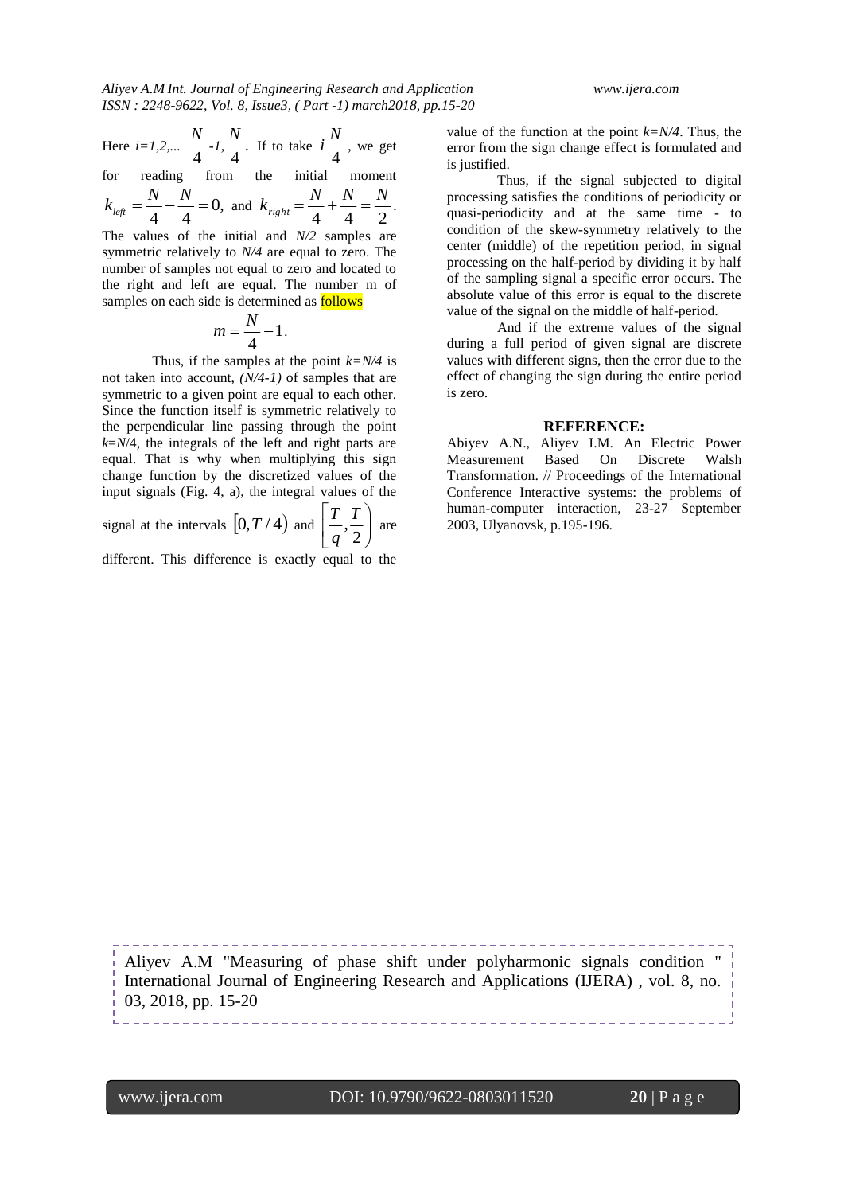Here $i=1,2,...\ \frac{N}{4}-1, \frac{N}{4}$. If to take $i\frac{N}{4}$, we get for reading from the initial moment $k_{left}=\frac{N}{4}-\frac{N}{4}=0$, and $k_{right}=\frac{N}{4}+\frac{N}{4}=\frac{N}{2}$.

The values of the initial and *N/2* samples are symmetric relatively to *N/4* are equal to zero. The number of samples not equal to zero and located to the right and left are equal. The number m of samples on each side is determined as follows

$$m=\frac{N}{4}-1.$$

Thus, if the samples at the point *k=N/4* is not taken into account, *(N/4-1)* of samples that are symmetric to a given point are equal to each other. Since the function itself is symmetric relatively to the perpendicular line passing through the point *k*=*N*/4, the integrals of the left and right parts are equal. That is why when multiplying this sign change function by the discretized values of the input signals (Fig. 4, a), the integral values of the signal at the intervals $[0, T/4)$ and $\left[\frac{T}{q}, \frac{T}{2}\right)$ are different. This difference is exactly equal to the value of the function at the point *k=N/4*. Thus, the error from the sign change effect is formulated and is justified.

Thus, if the signal subjected to digital processing satisfies the conditions of periodicity or quasi-periodicity and at the same time - to condition of the skew-symmetry relatively to the center (middle) of the repetition period, in signal processing on the half-period by dividing it by half of the sampling signal a specific error occurs. The absolute value of this error is equal to the discrete value of the signal on the middle of half-period.

And if the extreme values of the signal during a full period of given signal are discrete values with different signs, then the error due to the effect of changing the sign during the entire period is zero.

## REFERENCE:

Abiyev A.N., Aliyev I.M. An Electric Power Measurement Based On Discrete Walsh Transformation. // Proceedings of the International Conference Interactive systems: the problems of human-computer interaction, 23-27 September 2003, Ulyanovsk, p.195-196.

Aliyev A.M "Measuring of phase shift under polyharmonic signals condition " International Journal of Engineering Research and Applications (IJERA) , vol. 8, no. 03, 2018, pp. 15-20